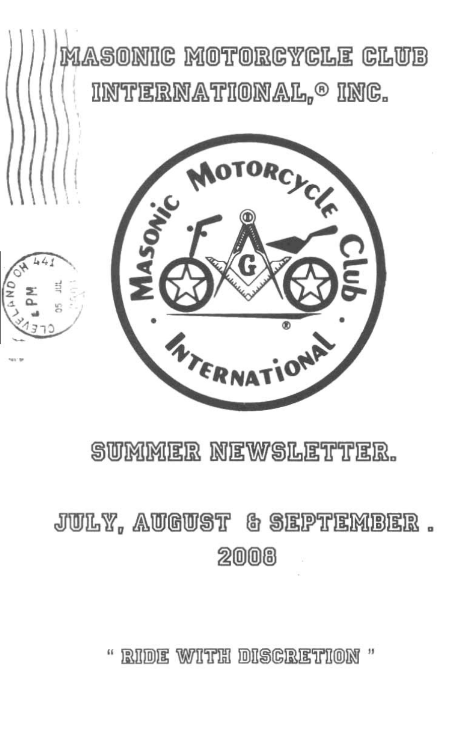# MASONIC MOTORCYCLE CLUB INTERNATIONAL,® INC.

## SUMMER NEWSLETTER.

## JULY, AUGUST & SEPTEMBER . 2008

" RIDE WITH DISCRETION "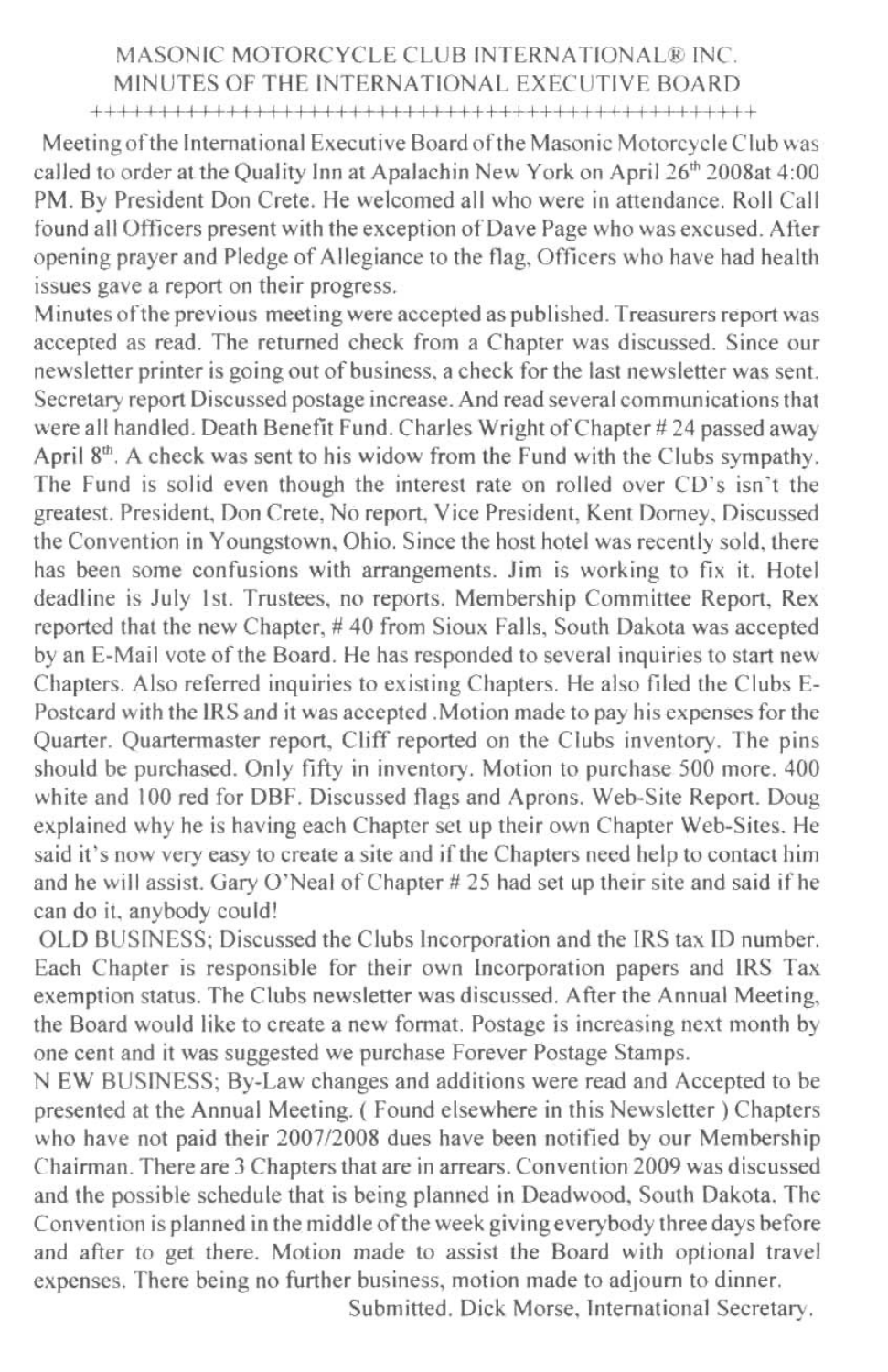# MASONIC MOTORCYCLE CLUB INTERNATIONAL® INC.
## MINUTES OF THE INTERNATIONAL EXECUTIVE BOARD

++++++++++++++++++++++++++++++++++++++++++++++++++

Meeting of the International Executive Board of the Masonic Motorcycle Club was called to order at the Quality Inn at Apalachin New York on April 26th 2008at 4:00 PM. By President Don Crete. He welcomed all who were in attendance. Roll Call found all Officers present with the exception of Dave Page who was excused. After opening prayer and Pledge of Allegiance to the flag, Officers who have had health issues gave a report on their progress.

Minutes of the previous meeting were accepted as published. Treasurers report was accepted as read. The returned check from a Chapter was discussed. Since our newsletter printer is going out of business, a check for the last newsletter was sent. Secretary report Discussed postage increase. And read several communications that were all handled. Death Benefit Fund. Charles Wright of Chapter # 24 passed away April 8th. A check was sent to his widow from the Fund with the Clubs sympathy. The Fund is solid even though the interest rate on rolled over CD's isn't the greatest. President, Don Crete, No report, Vice President, Kent Dorney, Discussed the Convention in Youngstown, Ohio. Since the host hotel was recently sold, there has been some confusions with arrangements. Jim is working to fix it. Hotel deadline is July 1st. Trustees, no reports. Membership Committee Report, Rex reported that the new Chapter, # 40 from Sioux Falls, South Dakota was accepted by an E-Mail vote of the Board. He has responded to several inquiries to start new Chapters. Also referred inquiries to existing Chapters. He also filed the Clubs E-Postcard with the IRS and it was accepted .Motion made to pay his expenses for the Quarter. Quartermaster report, Cliff reported on the Clubs inventory. The pins should be purchased. Only fifty in inventory. Motion to purchase 500 more. 400 white and 100 red for DBF. Discussed flags and Aprons. Web-Site Report. Doug explained why he is having each Chapter set up their own Chapter Web-Sites. He said it's now very easy to create a site and if the Chapters need help to contact him and he will assist. Gary O'Neal of Chapter # 25 had set up their site and said if he can do it, anybody could!

OLD BUSINESS; Discussed the Clubs Incorporation and the IRS tax ID number. Each Chapter is responsible for their own Incorporation papers and IRS Tax exemption status. The Clubs newsletter was discussed. After the Annual Meeting, the Board would like to create a new format. Postage is increasing next month by one cent and it was suggested we purchase Forever Postage Stamps.

N EW BUSINESS; By-Law changes and additions were read and Accepted to be presented at the Annual Meeting. ( Found elsewhere in this Newsletter ) Chapters who have not paid their 2007/2008 dues have been notified by our Membership Chairman. There are 3 Chapters that are in arrears. Convention 2009 was discussed and the possible schedule that is being planned in Deadwood, South Dakota. The Convention is planned in the middle of the week giving everybody three days before and after to get there. Motion made to assist the Board with optional travel expenses. There being no further business, motion made to adjourn to dinner.

Submitted. Dick Morse, International Secretary.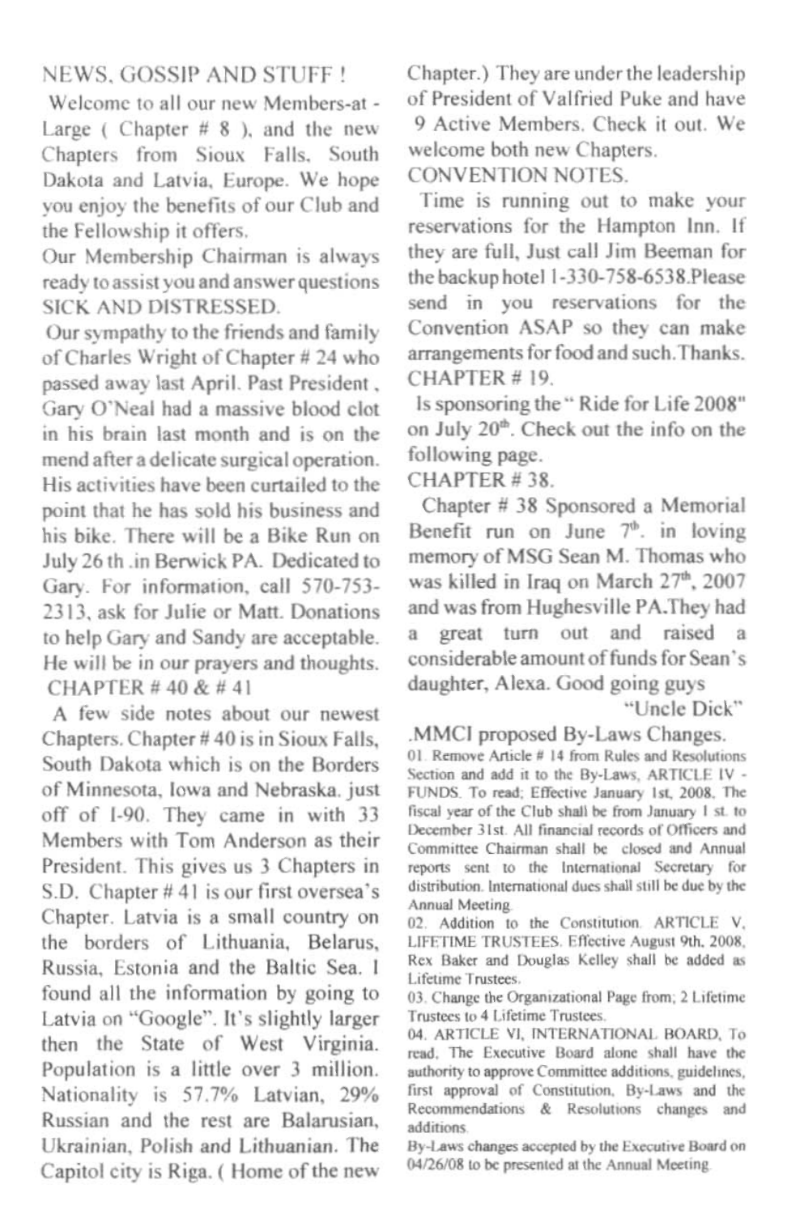## NEWS, GOSSIP AND STUFF !

Welcome to all our new Members-at - Large ( Chapter # 8 ), and the new Chapters from Sioux Falls, South Dakota and Latvia, Europe. We hope you enjoy the benefits of our Club and the Fellowship it offers.

Our Membership Chairman is always ready to assist you and answer questions

## SICK AND DISTRESSED.

Our sympathy to the friends and family of Charles Wright of Chapter # 24 who passed away last April. Past President , Gary O'Neal had a massive blood clot in his brain last month and is on the mend after a delicate surgical operation. His activities have been curtailed to the point that he has sold his business and his bike. There will be a Bike Run on July 26 th .in Berwick PA. Dedicated to Gary. For information, call 570-753-2313, ask for Julie or Matt. Donations to help Gary and Sandy are acceptable. He will be in our prayers and thoughts.

## CHAPTER # 40 & # 41

A few side notes about our newest Chapters. Chapter # 40 is in Sioux Falls, South Dakota which is on the Borders of Minnesota, Iowa and Nebraska. just off of I-90. They came in with 33 Members with Tom Anderson as their President. This gives us 3 Chapters in S.D. Chapter # 41 is our first oversea's Chapter. Latvia is a small country on the borders of Lithuania, Belarus, Russia, Estonia and the Baltic Sea. I found all the information by going to Latvia on "Google". It's slightly larger then the State of West Virginia. Population is a little over 3 million. Nationality is 57.7% Latvian, 29% Russian and the rest are Balarusian, Ukrainian, Polish and Lithuanian. The Capitol city is Riga. ( Home of the new Chapter.) They are under the leadership of President of Valfried Puke and have 9 Active Members. Check it out. We welcome both new Chapters.

## CONVENTION NOTES.

Time is running out to make your reservations for the Hampton Inn. If they are full, Just call Jim Beeman for the backup hotel 1-330-758-6538.Please send in you reservations for the Convention ASAP so they can make arrangements for food and such.Thanks.

## CHAPTER # 19.

Is sponsoring the " Ride for Life 2008" on July 20th. Check out the info on the following page.

## CHAPTER # 38.

Chapter # 38 Sponsored a Memorial Benefit run on June 7th. in loving memory of MSG Sean M. Thomas who was killed in Iraq on March 27th, 2007 and was from Hughesville PA.They had a great turn out and raised a considerable amount of funds for Sean's daughter, Alexa. Good going guys

"Uncle Dick"

## .MMCI proposed By-Laws Changes.

01. Remove Article # 14 from Rules and Resolutions Section and add it to the By-Laws, ARTICLE IV - FUNDS. To read; Effective January 1st, 2008, The fiscal year of the Club shall be from January 1 st. to December 31st. All financial records of Officers and Committee Chairman shall be closed and Annual reports sent to the International Secretary for distribution. International dues shall still be due by the Annual Meeting.

02. Addition to the Constitution. ARTICLE V, LIFETIME TRUSTEES. Effective August 9th, 2008, Rex Baker and Douglas Kelley shall be added as Lifetime Trustees.

03. Change the Organizational Page from; 2 Lifetime Trustees to 4 Lifetime Trustees.

04. ARTICLE VI, INTERNATIONAL BOARD, To read, The Executive Board alone shall have the authority to approve Committee additions, guidelines, first approval of Constitution, By-Laws and the Recommendations & Resolutions changes and additions.

By-Laws changes accepted by the Executive Board on 04/26/08 to be presented at the Annual Meeting.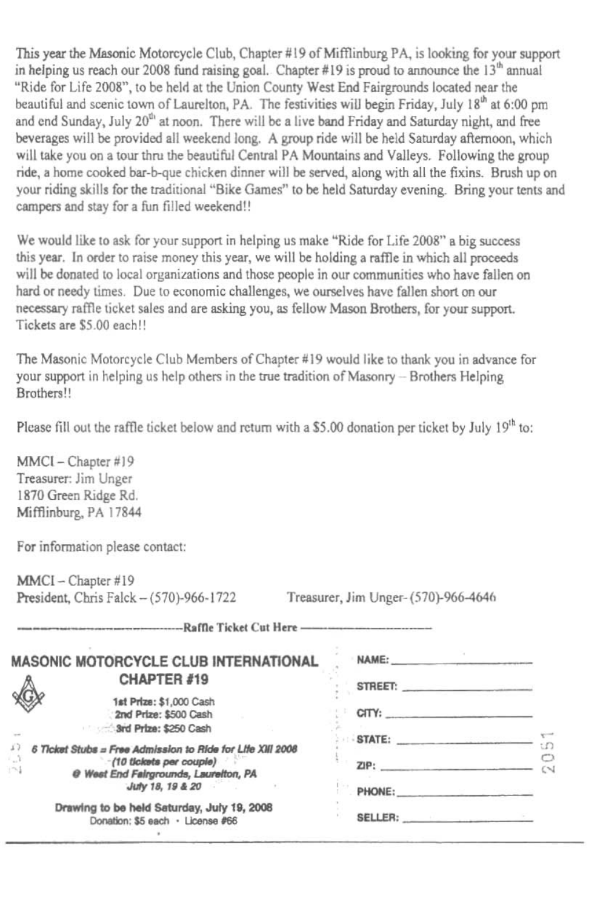This year the Masonic Motorcycle Club, Chapter #19 of Mifflinburg PA, is looking for your support in helping us reach our 2008 fund raising goal. Chapter #19 is proud to announce the 13th annual "Ride for Life 2008", to be held at the Union County West End Fairgrounds located near the beautiful and scenic town of Laurelton, PA. The festivities will begin Friday, July 18th at 6:00 pm and end Sunday, July 20th at noon. There will be a live band Friday and Saturday night, and free beverages will be provided all weekend long. A group ride will be held Saturday afternoon, which will take you on a tour thru the beautiful Central PA Mountains and Valleys. Following the group ride, a home cooked bar-b-que chicken dinner will be served, along with all the fixins. Brush up on your riding skills for the traditional "Bike Games" to be held Saturday evening. Bring your tents and campers and stay for a fun filled weekend!!

We would like to ask for your support in helping us make "Ride for Life 2008" a big success this year. In order to raise money this year, we will be holding a raffle in which all proceeds will be donated to local organizations and those people in our communities who have fallen on hard or needy times. Due to economic challenges, we ourselves have fallen short on our necessary raffle ticket sales and are asking you, as fellow Mason Brothers, for your support. Tickets are $5.00 each!!

The Masonic Motorcycle Club Members of Chapter #19 would like to thank you in advance for your support in helping us help others in the true tradition of Masonry – Brothers Helping Brothers!!

Please fill out the raffle ticket below and return with a $5.00 donation per ticket by July 19th to:

MMCI – Chapter #19
Treasurer: Jim Unger
1870 Green Ridge Rd.
Mifflinburg, PA 17844

For information please contact:

MMCI – Chapter #19
President, Chris Falck – (570)-966-1722 Treasurer, Jim Unger- (570)-966-4646

---------------------------------Raffle Ticket Cut Here ---------------------------------

**MASONIC MOTORCYCLE CLUB INTERNATIONAL**
**CHAPTER #19**

**1st Prize: $1,000 Cash**
**2nd Prize: $500 Cash**
**3rd Prize: $250 Cash**

***6 Ticket Stubs = Free Admission to Ride for Life XIII 2008***
***(10 tickets per couple)***
***@ West End Fairgrounds, Laurelton, PA***
***July 18, 19 & 20***

**Drawing to be held Saturday, July 19, 2008**
Donation: $5 each · License #66

NAME: ____________________

STREET: ____________________

CITY: ____________________

STATE: ____________________

ZIP: ____________________

PHONE: ____________________

SELLER: ____________________

2051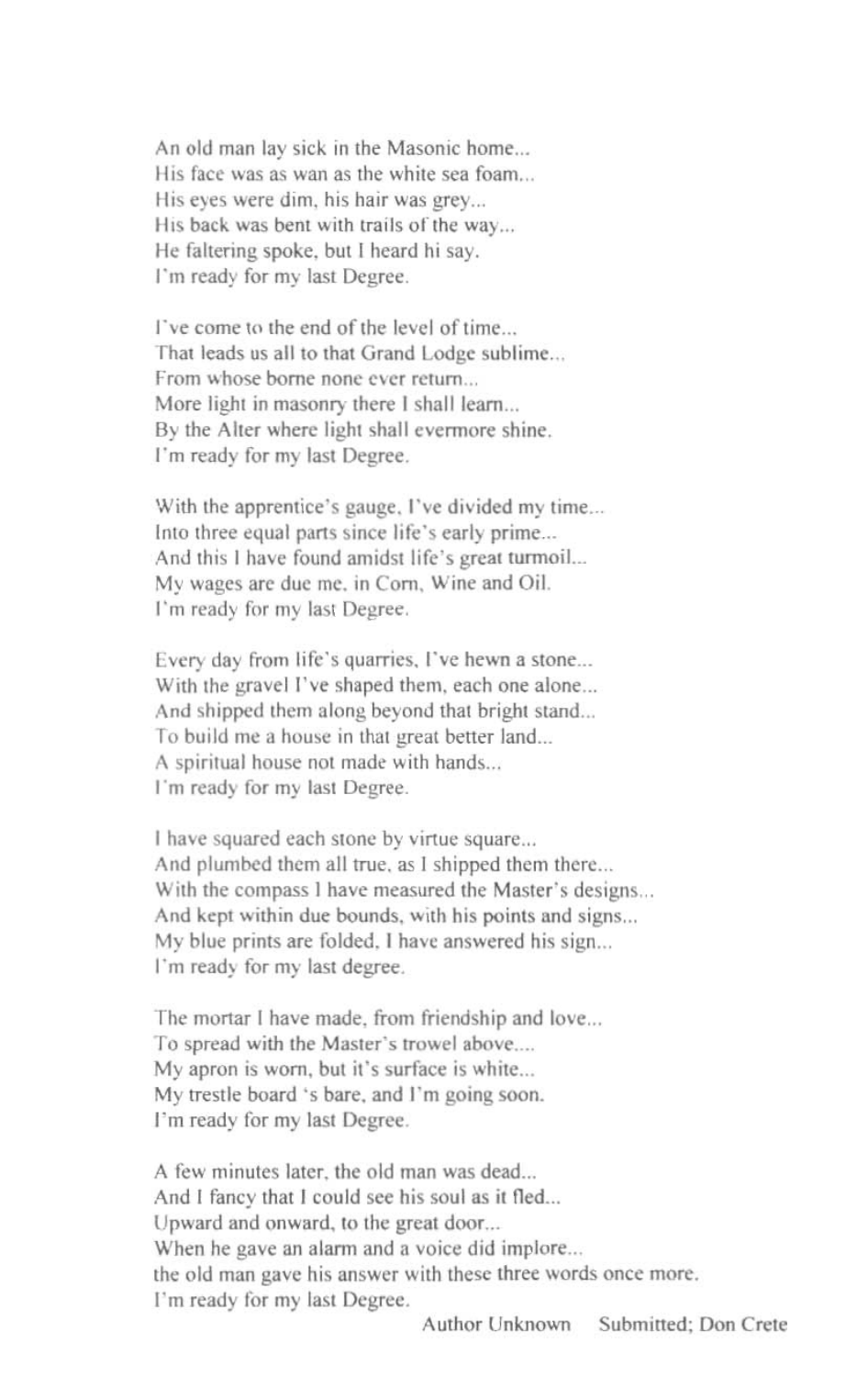An old man lay sick in the Masonic home...
His face was as wan as the white sea foam...
His eyes were dim, his hair was grey...
His back was bent with trails of the way...
He faltering spoke, but I heard hi say.
I'm ready for my last Degree.

I've come to the end of the level of time...
That leads us all to that Grand Lodge sublime...
From whose borne none ever return...
More light in masonry there I shall learn...
By the Alter where light shall evermore shine.
I'm ready for my last Degree.

With the apprentice's gauge, I've divided my time...
Into three equal parts since life's early prime...
And this I have found amidst life's great turmoil...
My wages are due me, in Corn, Wine and Oil.
I'm ready for my last Degree.

Every day from life's quarries, I've hewn a stone...
With the gravel I've shaped them, each one alone...
And shipped them along beyond that bright stand...
To build me a house in that great better land...
A spiritual house not made with hands...
I'm ready for my last Degree.

I have squared each stone by virtue square...
And plumbed them all true, as I shipped them there...
With the compass I have measured the Master's designs...
And kept within due bounds, with his points and signs...
My blue prints are folded, I have answered his sign...
I'm ready for my last degree.

The mortar I have made, from friendship and love...
To spread with the Master's trowel above....
My apron is worn, but it's surface is white...
My trestle board 's bare, and I'm going soon.
I'm ready for my last Degree.

A few minutes later, the old man was dead...
And I fancy that I could see his soul as it fled...
Upward and onward, to the great door...
When he gave an alarm and a voice did implore...
the old man gave his answer with these three words once more.
I'm ready for my last Degree.

Author Unknown     Submitted; Don Crete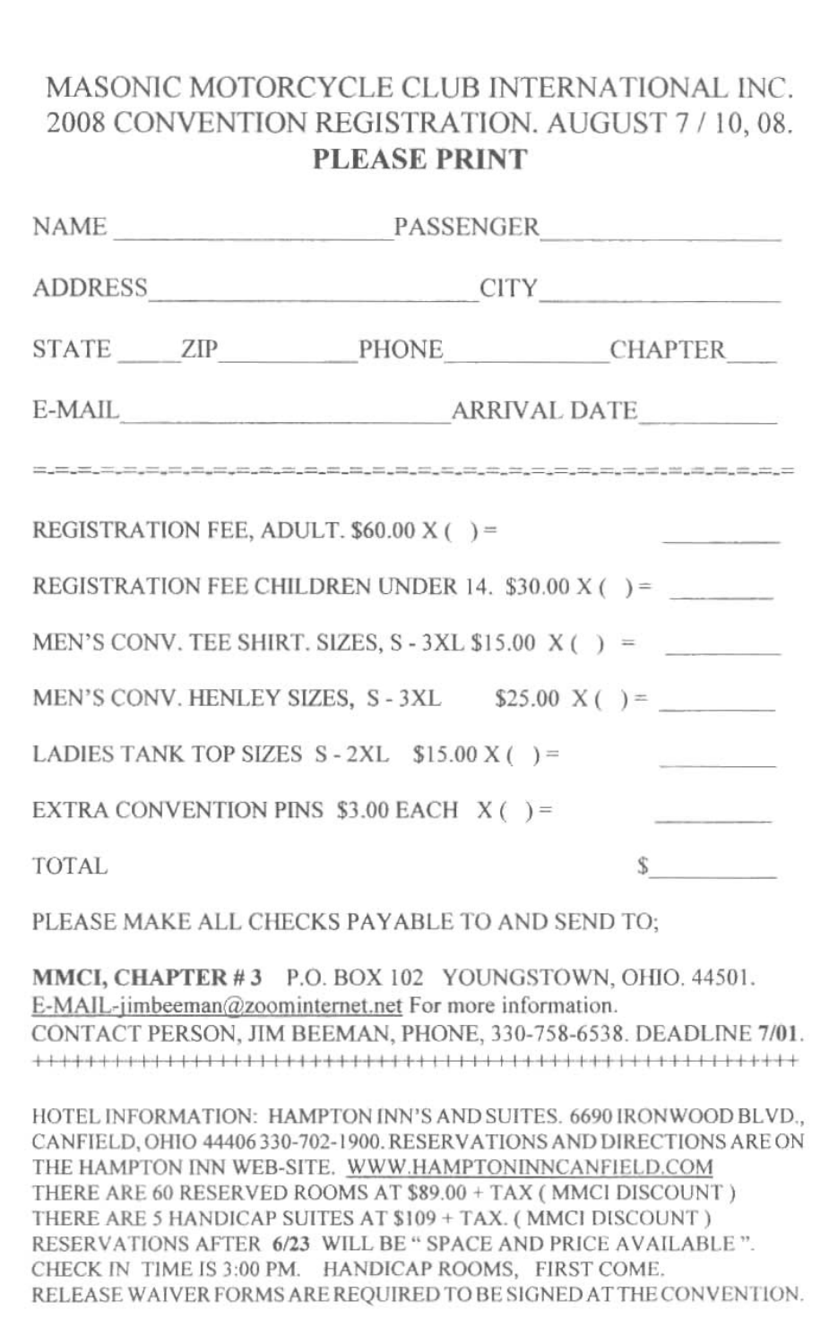# MASONIC MOTORCYCLE CLUB INTERNATIONAL INC.
# 2008 CONVENTION REGISTRATION. AUGUST 7 / 10, 08.

**PLEASE PRINT**

NAME ____________________ PASSENGER ____________________

ADDRESS ________________________ CITY ________________

STATE _____ ZIP __________ PHONE ____________ CHAPTER ____

E-MAIL ________________________ ARRIVAL DATE __________

=.=.=.=.=.=.=.=.=.=.=.=.=.=.=.=.=.=.=.=.=.=.=.=.=.=.=.=.=.=.=.=.=.=.=.=.=.=.=.=

REGISTRATION FEE, ADULT. $60.00 X ( ) = __________

REGISTRATION FEE CHILDREN UNDER 14. $30.00 X ( ) = __________

MEN'S CONV. TEE SHIRT. SIZES, S - 3XL $15.00 X ( ) = __________

MEN'S CONV. HENLEY SIZES, S - 3XL $25.00 X ( ) = __________

LADIES TANK TOP SIZES S - 2XL $15.00 X ( ) = __________

EXTRA CONVENTION PINS $3.00 EACH X ( ) = __________

TOTAL $__________

PLEASE MAKE ALL CHECKS PAYABLE TO AND SEND TO;

**MMCI, CHAPTER # 3** P.O. BOX 102 YOUNGSTOWN, OHIO. 44501.
E-MAIL-jimbeeman@zoominternet.net For more information.
CONTACT PERSON, JIM BEEMAN, PHONE, 330-758-6538. DEADLINE **7/01**.

++++++++++++++++++++++++++++++++++++++++++++++++++++++++++++++++

HOTEL INFORMATION: HAMPTON INN'S AND SUITES. 6690 IRONWOOD BLVD., CANFIELD, OHIO 44406 330-702-1900. RESERVATIONS AND DIRECTIONS ARE ON THE HAMPTON INN WEB-SITE. WWW.HAMPTONINNCANFIELD.COM
THERE ARE 60 RESERVED ROOMS AT $89.00 + TAX ( MMCI DISCOUNT )
THERE ARE 5 HANDICAP SUITES AT $109 + TAX. ( MMCI DISCOUNT )
RESERVATIONS AFTER **6/23** WILL BE " SPACE AND PRICE AVAILABLE ".
CHECK IN TIME IS 3:00 PM. HANDICAP ROOMS, FIRST COME.
RELEASE WAIVER FORMS ARE REQUIRED TO BE SIGNED AT THE CONVENTION.